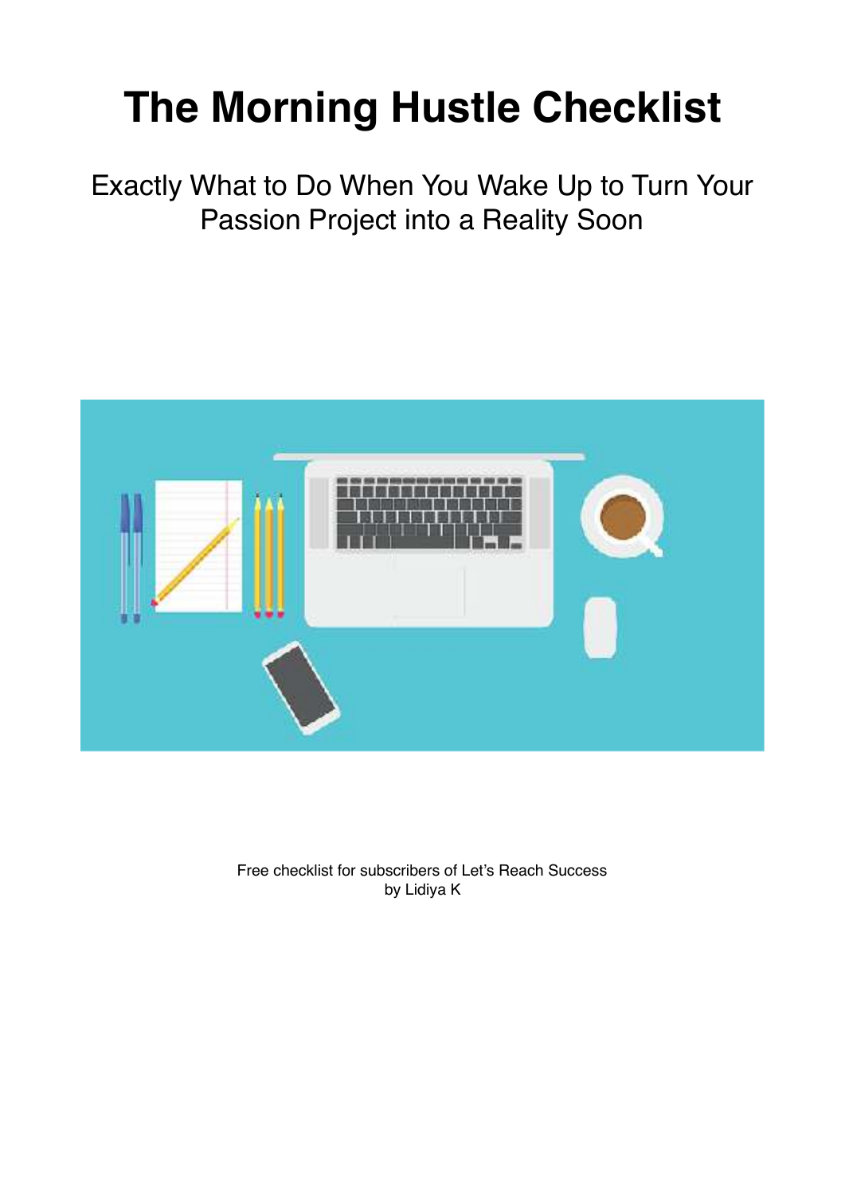# The Morning Hustle Checklist

Exactly What to Do When You Wake Up to Turn Your Passion Project into a Reality Soon

Free checklist for subscribers of Let's Reach Success
by Lidiya K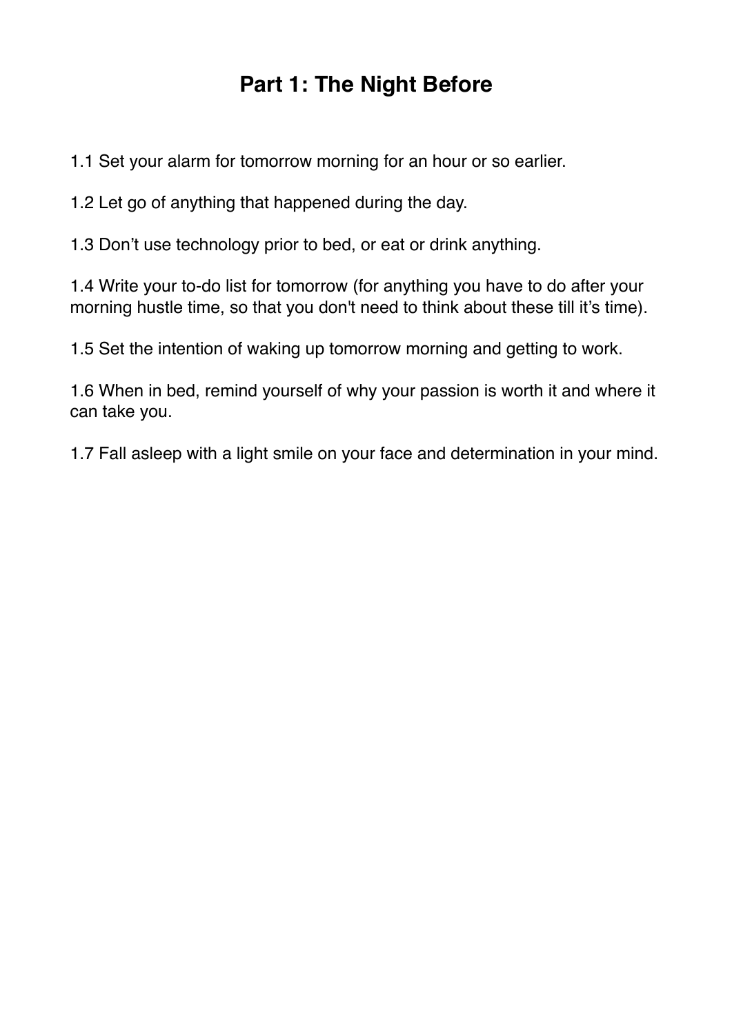# Part 1: The Night Before

1.1 Set your alarm for tomorrow morning for an hour or so earlier.

1.2 Let go of anything that happened during the day.

1.3 Don't use technology prior to bed, or eat or drink anything.

1.4 Write your to-do list for tomorrow (for anything you have to do after your morning hustle time, so that you don't need to think about these till it's time).

1.5 Set the intention of waking up tomorrow morning and getting to work.

1.6 When in bed, remind yourself of why your passion is worth it and where it can take you.

1.7 Fall asleep with a light smile on your face and determination in your mind.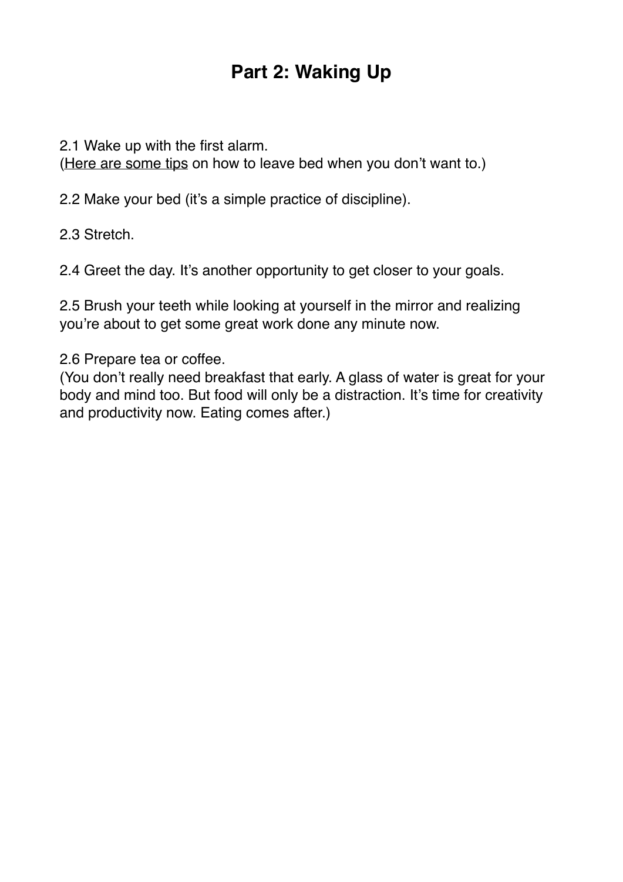# Part 2: Waking Up

2.1 Wake up with the first alarm.
(Here are some tips on how to leave bed when you don’t want to.)

2.2 Make your bed (it’s a simple practice of discipline).

2.3 Stretch.

2.4 Greet the day. It’s another opportunity to get closer to your goals.

2.5 Brush your teeth while looking at yourself in the mirror and realizing you’re about to get some great work done any minute now.

2.6 Prepare tea or coffee.
(You don’t really need breakfast that early. A glass of water is great for your body and mind too. But food will only be a distraction. It’s time for creativity and productivity now. Eating comes after.)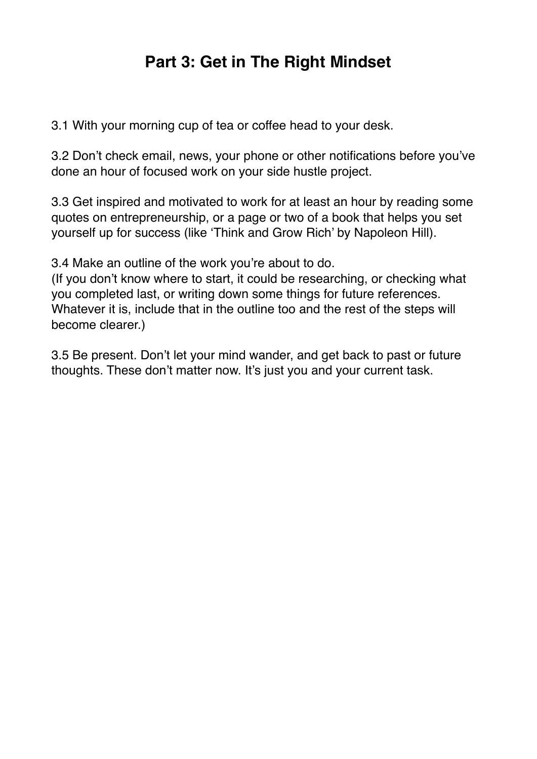## Part 3: Get in The Right Mindset

3.1 With your morning cup of tea or coffee head to your desk.

3.2 Don't check email, news, your phone or other notifications before you've done an hour of focused work on your side hustle project.

3.3 Get inspired and motivated to work for at least an hour by reading some quotes on entrepreneurship, or a page or two of a book that helps you set yourself up for success (like 'Think and Grow Rich' by Napoleon Hill).

3.4 Make an outline of the work you're about to do.
(If you don't know where to start, it could be researching, or checking what you completed last, or writing down some things for future references. Whatever it is, include that in the outline too and the rest of the steps will become clearer.)

3.5 Be present. Don't let your mind wander, and get back to past or future thoughts. These don't matter now. It's just you and your current task.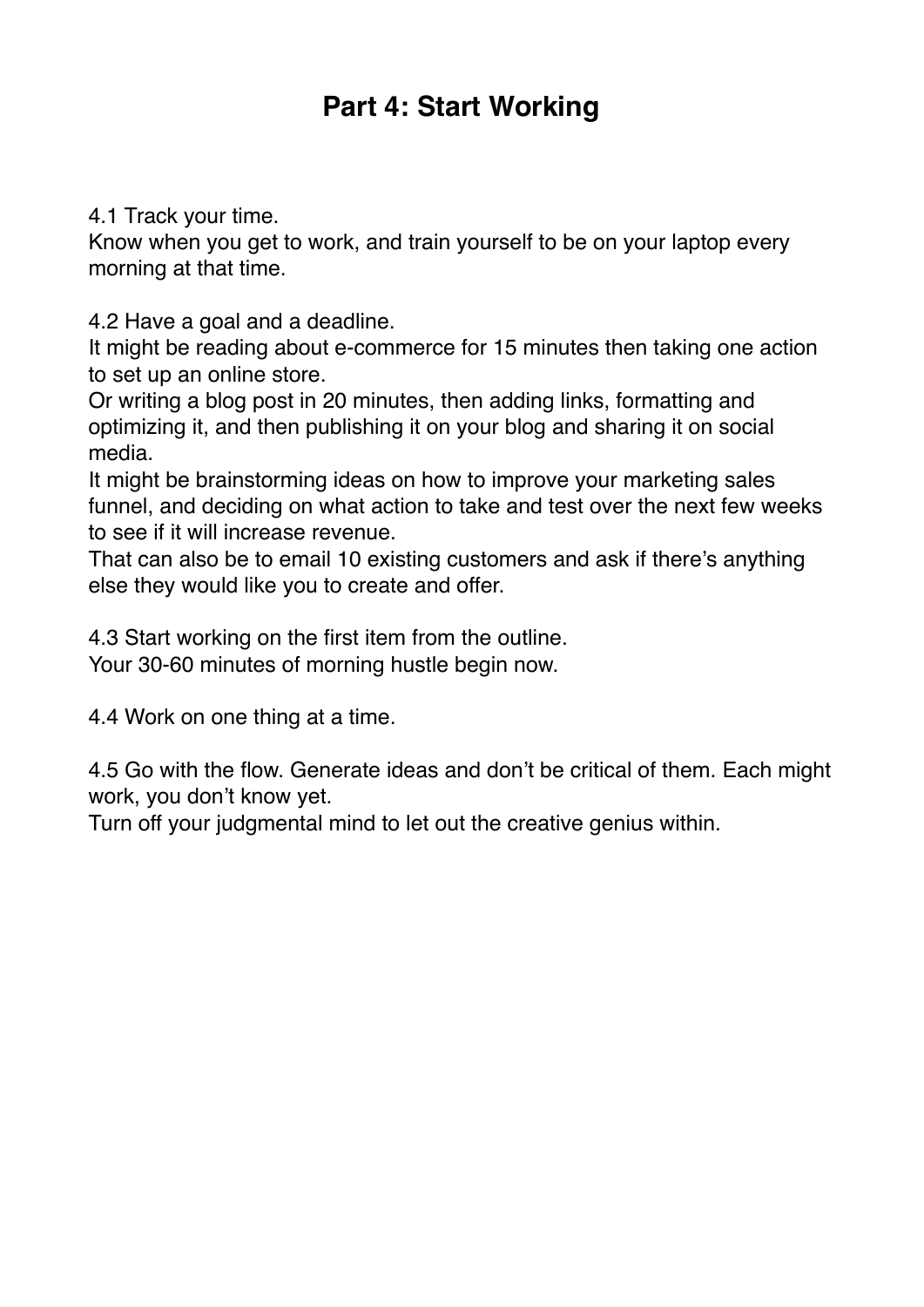# Part 4: Start Working

4.1 Track your time.
Know when you get to work, and train yourself to be on your laptop every morning at that time.

4.2 Have a goal and a deadline.
It might be reading about e-commerce for 15 minutes then taking one action to set up an online store.
Or writing a blog post in 20 minutes, then adding links, formatting and optimizing it, and then publishing it on your blog and sharing it on social media.
It might be brainstorming ideas on how to improve your marketing sales funnel, and deciding on what action to take and test over the next few weeks to see if it will increase revenue.
That can also be to email 10 existing customers and ask if there's anything else they would like you to create and offer.

4.3 Start working on the first item from the outline.
Your 30-60 minutes of morning hustle begin now.

4.4 Work on one thing at a time.

4.5 Go with the flow. Generate ideas and don't be critical of them. Each might work, you don't know yet.
Turn off your judgmental mind to let out the creative genius within.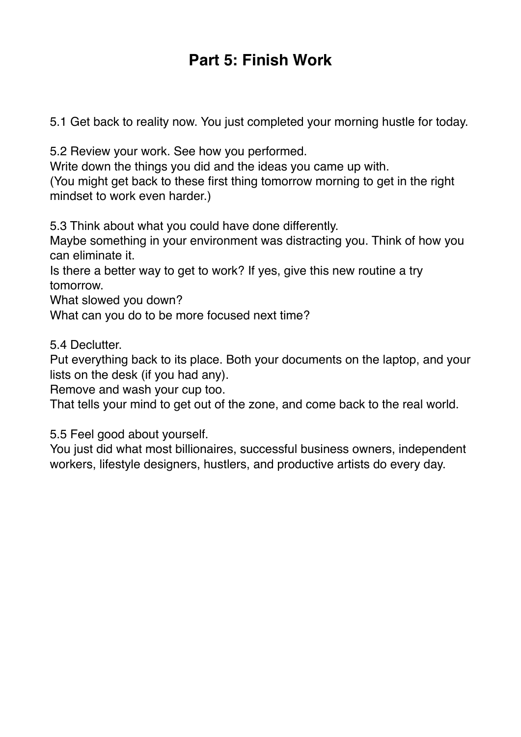# Part 5: Finish Work

5.1 Get back to reality now. You just completed your morning hustle for today.

5.2 Review your work. See how you performed.
Write down the things you did and the ideas you came up with.
(You might get back to these first thing tomorrow morning to get in the right mindset to work even harder.)

5.3 Think about what you could have done differently.
Maybe something in your environment was distracting you. Think of how you can eliminate it.
Is there a better way to get to work? If yes, give this new routine a try tomorrow.
What slowed you down?
What can you do to be more focused next time?

5.4 Declutter.
Put everything back to its place. Both your documents on the laptop, and your lists on the desk (if you had any).
Remove and wash your cup too.
That tells your mind to get out of the zone, and come back to the real world.

5.5 Feel good about yourself.
You just did what most billionaires, successful business owners, independent workers, lifestyle designers, hustlers, and productive artists do every day.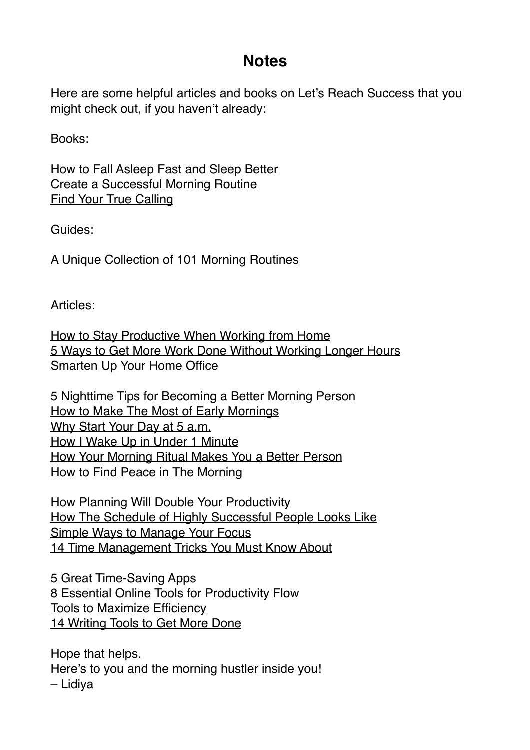# Notes

Here are some helpful articles and books on Let's Reach Success that you might check out, if you haven't already:

Books:

How to Fall Asleep Fast and Sleep Better
Create a Successful Morning Routine
Find Your True Calling

Guides:

A Unique Collection of 101 Morning Routines

Articles:

How to Stay Productive When Working from Home
5 Ways to Get More Work Done Without Working Longer Hours
Smarten Up Your Home Office

5 Nighttime Tips for Becoming a Better Morning Person
How to Make The Most of Early Mornings
Why Start Your Day at 5 a.m.
How I Wake Up in Under 1 Minute
How Your Morning Ritual Makes You a Better Person
How to Find Peace in The Morning

How Planning Will Double Your Productivity
How The Schedule of Highly Successful People Looks Like
Simple Ways to Manage Your Focus
14 Time Management Tricks You Must Know About

5 Great Time-Saving Apps
8 Essential Online Tools for Productivity Flow
Tools to Maximize Efficiency
14 Writing Tools to Get More Done

Hope that helps.
Here's to you and the morning hustler inside you!
– Lidiya